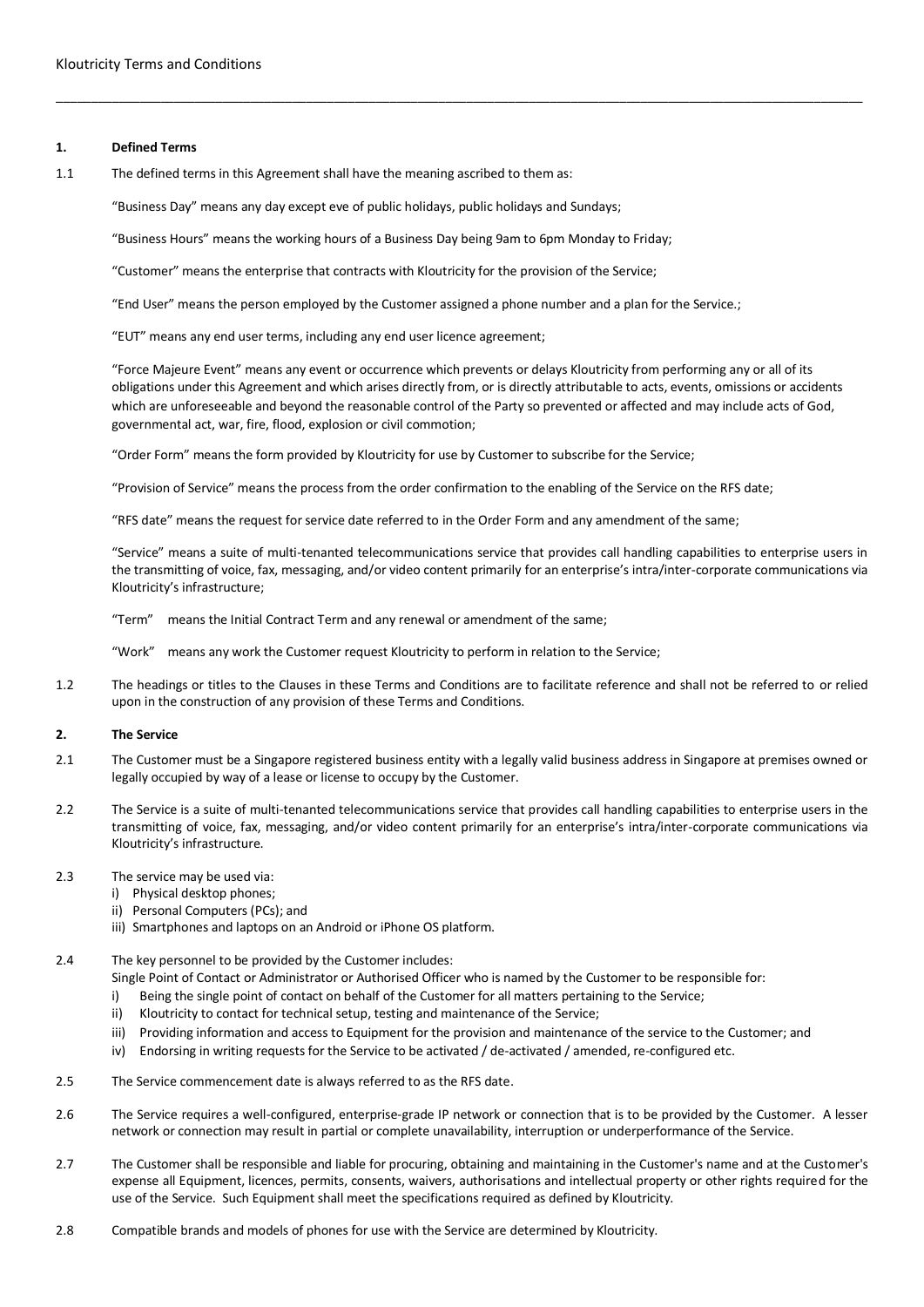## 1. Defined Terms

1.1 The defined terms in this Agreement shall have the meaning ascribed to them as:

"Business Day" means any day except eve of public holidays, public holidays and Sundays;

"Business Hours" means the working hours of a Business Day being 9am to 6pm Monday to Friday;

"Customer" means the enterprise that contracts with Kloutricity for the provision of the Service;

"End User" means the person employed by the Customer assigned a phone number and a plan for the Service.;

"EUT" means any end user terms, including any end user licence agreement;

"Force Majeure Event" means any event or occurrence which prevents or delays Kloutricity from performing any or all of its obligations under this Agreement and which arises directly from, or is directly attributable to acts, events, omissions or accidents which are unforeseeable and beyond the reasonable control of the Party so prevented or affected and may include acts of God, governmental act, war, fire, flood, explosion or civil commotion;

"Order Form" means the form provided by Kloutricity for use by Customer to subscribe for the Service;

"Provision of Service" means the process from the order confirmation to the enabling of the Service on the RFS date;

"RFS date" means the request for service date referred to in the Order Form and any amendment of the same;

"Service" means a suite of multi-tenanted telecommunications service that provides call handling capabilities to enterprise users in the transmitting of voice, fax, messaging, and/or video content primarily for an enterprise's intra/inter-corporate communications via Kloutricity's infrastructure;

"Term" means the Initial Contract Term and any renewal or amendment of the same;

"Work" means any work the Customer request Kloutricity to perform in relation to the Service;

1.2 The headings or titles to the Clauses in these Terms and Conditions are to facilitate reference and shall not be referred to or relied upon in the construction of any provision of these Terms and Conditions.

## 2. The Service

2.1 The Customer must be a Singapore registered business entity with a legally valid business address in Singapore at premises owned or legally occupied by way of a lease or license to occupy by the Customer.

2.2 The Service is a suite of multi-tenanted telecommunications service that provides call handling capabilities to enterprise users in the transmitting of voice, fax, messaging, and/or video content primarily for an enterprise's intra/inter-corporate communications via Kloutricity's infrastructure.

2.3 The service may be used via:

i) Physical desktop phones;
ii) Personal Computers (PCs); and
iii) Smartphones and laptops on an Android or iPhone OS platform.

2.4 The key personnel to be provided by the Customer includes:

Single Point of Contact or Administrator or Authorised Officer who is named by the Customer to be responsible for:

i) Being the single point of contact on behalf of the Customer for all matters pertaining to the Service;
ii) Kloutricity to contact for technical setup, testing and maintenance of the Service;
iii) Providing information and access to Equipment for the provision and maintenance of the service to the Customer; and
iv) Endorsing in writing requests for the Service to be activated / de-activated / amended, re-configured etc.

2.5 The Service commencement date is always referred to as the RFS date.

2.6 The Service requires a well-configured, enterprise-grade IP network or connection that is to be provided by the Customer. A lesser network or connection may result in partial or complete unavailability, interruption or underperformance of the Service.

2.7 The Customer shall be responsible and liable for procuring, obtaining and maintaining in the Customer's name and at the Customer's expense all Equipment, licences, permits, consents, waivers, authorisations and intellectual property or other rights required for the use of the Service. Such Equipment shall meet the specifications required as defined by Kloutricity.

2.8 Compatible brands and models of phones for use with the Service are determined by Kloutricity.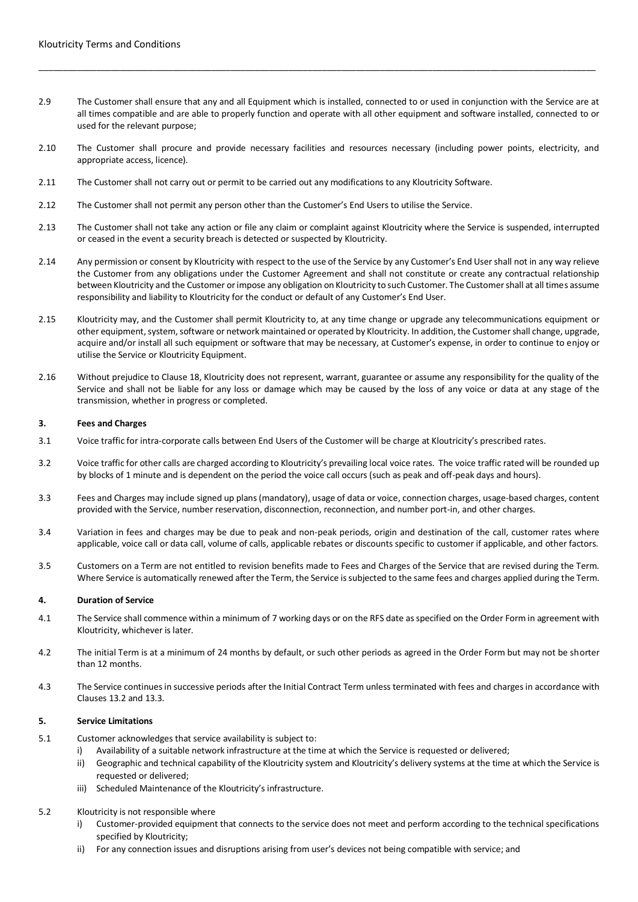2.9 The Customer shall ensure that any and all Equipment which is installed, connected to or used in conjunction with the Service are at all times compatible and are able to properly function and operate with all other equipment and software installed, connected to or used for the relevant purpose;

2.10 The Customer shall procure and provide necessary facilities and resources necessary (including power points, electricity, and appropriate access, licence).

2.11 The Customer shall not carry out or permit to be carried out any modifications to any Kloutricity Software.

2.12 The Customer shall not permit any person other than the Customer's End Users to utilise the Service.

2.13 The Customer shall not take any action or file any claim or complaint against Kloutricity where the Service is suspended, interrupted or ceased in the event a security breach is detected or suspected by Kloutricity.

2.14 Any permission or consent by Kloutricity with respect to the use of the Service by any Customer's End User shall not in any way relieve the Customer from any obligations under the Customer Agreement and shall not constitute or create any contractual relationship between Kloutricity and the Customer or impose any obligation on Kloutricity to such Customer. The Customer shall at all times assume responsibility and liability to Kloutricity for the conduct or default of any Customer's End User.

2.15 Kloutricity may, and the Customer shall permit Kloutricity to, at any time change or upgrade any telecommunications equipment or other equipment, system, software or network maintained or operated by Kloutricity. In addition, the Customer shall change, upgrade, acquire and/or install all such equipment or software that may be necessary, at Customer's expense, in order to continue to enjoy or utilise the Service or Kloutricity Equipment.

2.16 Without prejudice to Clause 18, Kloutricity does not represent, warrant, guarantee or assume any responsibility for the quality of the Service and shall not be liable for any loss or damage which may be caused by the loss of any voice or data at any stage of the transmission, whether in progress or completed.

### 3. Fees and Charges

3.1 Voice traffic for intra-corporate calls between End Users of the Customer will be charge at Kloutricity's prescribed rates.

3.2 Voice traffic for other calls are charged according to Kloutricity's prevailing local voice rates. The voice traffic rated will be rounded up by blocks of 1 minute and is dependent on the period the voice call occurs (such as peak and off-peak days and hours).

3.3 Fees and Charges may include signed up plans (mandatory), usage of data or voice, connection charges, usage-based charges, content provided with the Service, number reservation, disconnection, reconnection, and number port-in, and other charges.

3.4 Variation in fees and charges may be due to peak and non-peak periods, origin and destination of the call, customer rates where applicable, voice call or data call, volume of calls, applicable rebates or discounts specific to customer if applicable, and other factors.

3.5 Customers on a Term are not entitled to revision benefits made to Fees and Charges of the Service that are revised during the Term. Where Service is automatically renewed after the Term, the Service is subjected to the same fees and charges applied during the Term.

### 4. Duration of Service

4.1 The Service shall commence within a minimum of 7 working days or on the RFS date as specified on the Order Form in agreement with Kloutricity, whichever is later.

4.2 The initial Term is at a minimum of 24 months by default, or such other periods as agreed in the Order Form but may not be shorter than 12 months.

4.3 The Service continues in successive periods after the Initial Contract Term unless terminated with fees and charges in accordance with Clauses 13.2 and 13.3.

### 5. Service Limitations

5.1 Customer acknowledges that service availability is subject to:

i) Availability of a suitable network infrastructure at the time at which the Service is requested or delivered;
ii) Geographic and technical capability of the Kloutricity system and Kloutricity's delivery systems at the time at which the Service is requested or delivered;
iii) Scheduled Maintenance of the Kloutricity's infrastructure.

5.2 Kloutricity is not responsible where

i) Customer-provided equipment that connects to the service does not meet and perform according to the technical specifications specified by Kloutricity;
ii) For any connection issues and disruptions arising from user's devices not being compatible with service; and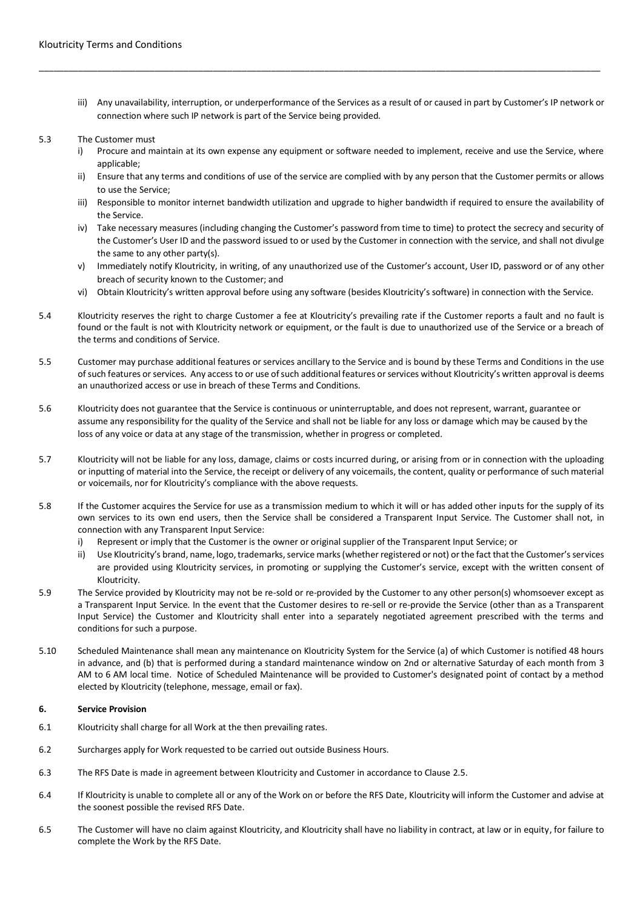iii) Any unavailability, interruption, or underperformance of the Services as a result of or caused in part by Customer's IP network or connection where such IP network is part of the Service being provided.

5.3 The Customer must

i) Procure and maintain at its own expense any equipment or software needed to implement, receive and use the Service, where applicable;

ii) Ensure that any terms and conditions of use of the service are complied with by any person that the Customer permits or allows to use the Service;

iii) Responsible to monitor internet bandwidth utilization and upgrade to higher bandwidth if required to ensure the availability of the Service.

iv) Take necessary measures (including changing the Customer's password from time to time) to protect the secrecy and security of the Customer's User ID and the password issued to or used by the Customer in connection with the service, and shall not divulge the same to any other party(s).

v) Immediately notify Kloutricity, in writing, of any unauthorized use of the Customer's account, User ID, password or of any other breach of security known to the Customer; and

vi) Obtain Kloutricity's written approval before using any software (besides Kloutricity's software) in connection with the Service.

5.4 Kloutricity reserves the right to charge Customer a fee at Kloutricity's prevailing rate if the Customer reports a fault and no fault is found or the fault is not with Kloutricity network or equipment, or the fault is due to unauthorized use of the Service or a breach of the terms and conditions of Service.

5.5 Customer may purchase additional features or services ancillary to the Service and is bound by these Terms and Conditions in the use of such features or services. Any access to or use of such additional features or services without Kloutricity's written approval is deems an unauthorized access or use in breach of these Terms and Conditions.

5.6 Kloutricity does not guarantee that the Service is continuous or uninterruptable, and does not represent, warrant, guarantee or assume any responsibility for the quality of the Service and shall not be liable for any loss or damage which may be caused by the loss of any voice or data at any stage of the transmission, whether in progress or completed.

5.7 Kloutricity will not be liable for any loss, damage, claims or costs incurred during, or arising from or in connection with the uploading or inputting of material into the Service, the receipt or delivery of any voicemails, the content, quality or performance of such material or voicemails, nor for Kloutricity's compliance with the above requests.

5.8 If the Customer acquires the Service for use as a transmission medium to which it will or has added other inputs for the supply of its own services to its own end users, then the Service shall be considered a Transparent Input Service. The Customer shall not, in connection with any Transparent Input Service:

i) Represent or imply that the Customer is the owner or original supplier of the Transparent Input Service; or

ii) Use Kloutricity's brand, name, logo, trademarks, service marks (whether registered or not) or the fact that the Customer's services are provided using Kloutricity services, in promoting or supplying the Customer's service, except with the written consent of Kloutricity.

5.9 The Service provided by Kloutricity may not be re-sold or re-provided by the Customer to any other person(s) whomsoever except as a Transparent Input Service. In the event that the Customer desires to re-sell or re-provide the Service (other than as a Transparent Input Service) the Customer and Kloutricity shall enter into a separately negotiated agreement prescribed with the terms and conditions for such a purpose.

5.10 Scheduled Maintenance shall mean any maintenance on Kloutricity System for the Service (a) of which Customer is notified 48 hours in advance, and (b) that is performed during a standard maintenance window on 2nd or alternative Saturday of each month from 3 AM to 6 AM local time. Notice of Scheduled Maintenance will be provided to Customer's designated point of contact by a method elected by Kloutricity (telephone, message, email or fax).

## 6. Service Provision

6.1 Kloutricity shall charge for all Work at the then prevailing rates.

6.2 Surcharges apply for Work requested to be carried out outside Business Hours.

6.3 The RFS Date is made in agreement between Kloutricity and Customer in accordance to Clause 2.5.

6.4 If Kloutricity is unable to complete all or any of the Work on or before the RFS Date, Kloutricity will inform the Customer and advise at the soonest possible the revised RFS Date.

6.5 The Customer will have no claim against Kloutricity, and Kloutricity shall have no liability in contract, at law or in equity, for failure to complete the Work by the RFS Date.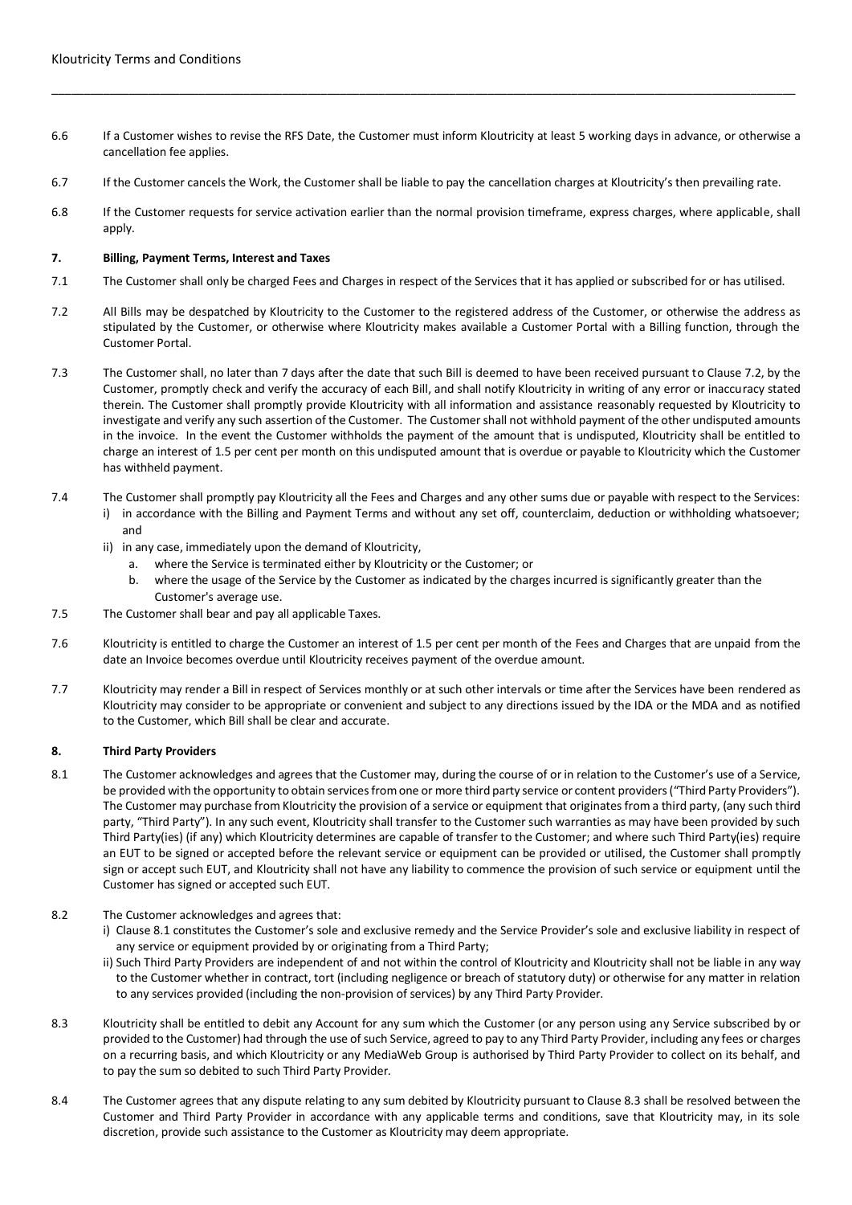6.6 If a Customer wishes to revise the RFS Date, the Customer must inform Kloutricity at least 5 working days in advance, or otherwise a cancellation fee applies.

6.7 If the Customer cancels the Work, the Customer shall be liable to pay the cancellation charges at Kloutricity's then prevailing rate.

6.8 If the Customer requests for service activation earlier than the normal provision timeframe, express charges, where applicable, shall apply.

**7. Billing, Payment Terms, Interest and Taxes**

7.1 The Customer shall only be charged Fees and Charges in respect of the Services that it has applied or subscribed for or has utilised.

7.2 All Bills may be despatched by Kloutricity to the Customer to the registered address of the Customer, or otherwise the address as stipulated by the Customer, or otherwise where Kloutricity makes available a Customer Portal with a Billing function, through the Customer Portal.

7.3 The Customer shall, no later than 7 days after the date that such Bill is deemed to have been received pursuant to Clause 7.2, by the Customer, promptly check and verify the accuracy of each Bill, and shall notify Kloutricity in writing of any error or inaccuracy stated therein. The Customer shall promptly provide Kloutricity with all information and assistance reasonably requested by Kloutricity to investigate and verify any such assertion of the Customer. The Customer shall not withhold payment of the other undisputed amounts in the invoice. In the event the Customer withholds the payment of the amount that is undisputed, Kloutricity shall be entitled to charge an interest of 1.5 per cent per month on this undisputed amount that is overdue or payable to Kloutricity which the Customer has withheld payment.

7.4 The Customer shall promptly pay Kloutricity all the Fees and Charges and any other sums due or payable with respect to the Services:
   i) in accordance with the Billing and Payment Terms and without any set off, counterclaim, deduction or withholding whatsoever; and
   ii) in any case, immediately upon the demand of Kloutricity,
      a. where the Service is terminated either by Kloutricity or the Customer; or
      b. where the usage of the Service by the Customer as indicated by the charges incurred is significantly greater than the Customer's average use.

7.5 The Customer shall bear and pay all applicable Taxes.

7.6 Kloutricity is entitled to charge the Customer an interest of 1.5 per cent per month of the Fees and Charges that are unpaid from the date an Invoice becomes overdue until Kloutricity receives payment of the overdue amount.

7.7 Kloutricity may render a Bill in respect of Services monthly or at such other intervals or time after the Services have been rendered as Kloutricity may consider to be appropriate or convenient and subject to any directions issued by the IDA or the MDA and as notified to the Customer, which Bill shall be clear and accurate.

**8. Third Party Providers**

8.1 The Customer acknowledges and agrees that the Customer may, during the course of or in relation to the Customer's use of a Service, be provided with the opportunity to obtain services from one or more third party service or content providers ("Third Party Providers"). The Customer may purchase from Kloutricity the provision of a service or equipment that originates from a third party, (any such third party, "Third Party"). In any such event, Kloutricity shall transfer to the Customer such warranties as may have been provided by such Third Party(ies) (if any) which Kloutricity determines are capable of transfer to the Customer; and where such Third Party(ies) require an EUT to be signed or accepted before the relevant service or equipment can be provided or utilised, the Customer shall promptly sign or accept such EUT, and Kloutricity shall not have any liability to commence the provision of such service or equipment until the Customer has signed or accepted such EUT.

8.2 The Customer acknowledges and agrees that:
   i) Clause 8.1 constitutes the Customer's sole and exclusive remedy and the Service Provider's sole and exclusive liability in respect of any service or equipment provided by or originating from a Third Party;
   ii) Such Third Party Providers are independent of and not within the control of Kloutricity and Kloutricity shall not be liable in any way to the Customer whether in contract, tort (including negligence or breach of statutory duty) or otherwise for any matter in relation to any services provided (including the non-provision of services) by any Third Party Provider.

8.3 Kloutricity shall be entitled to debit any Account for any sum which the Customer (or any person using any Service subscribed by or provided to the Customer) had through the use of such Service, agreed to pay to any Third Party Provider, including any fees or charges on a recurring basis, and which Kloutricity or any MediaWeb Group is authorised by Third Party Provider to collect on its behalf, and to pay the sum so debited to such Third Party Provider.

8.4 The Customer agrees that any dispute relating to any sum debited by Kloutricity pursuant to Clause 8.3 shall be resolved between the Customer and Third Party Provider in accordance with any applicable terms and conditions, save that Kloutricity may, in its sole discretion, provide such assistance to the Customer as Kloutricity may deem appropriate.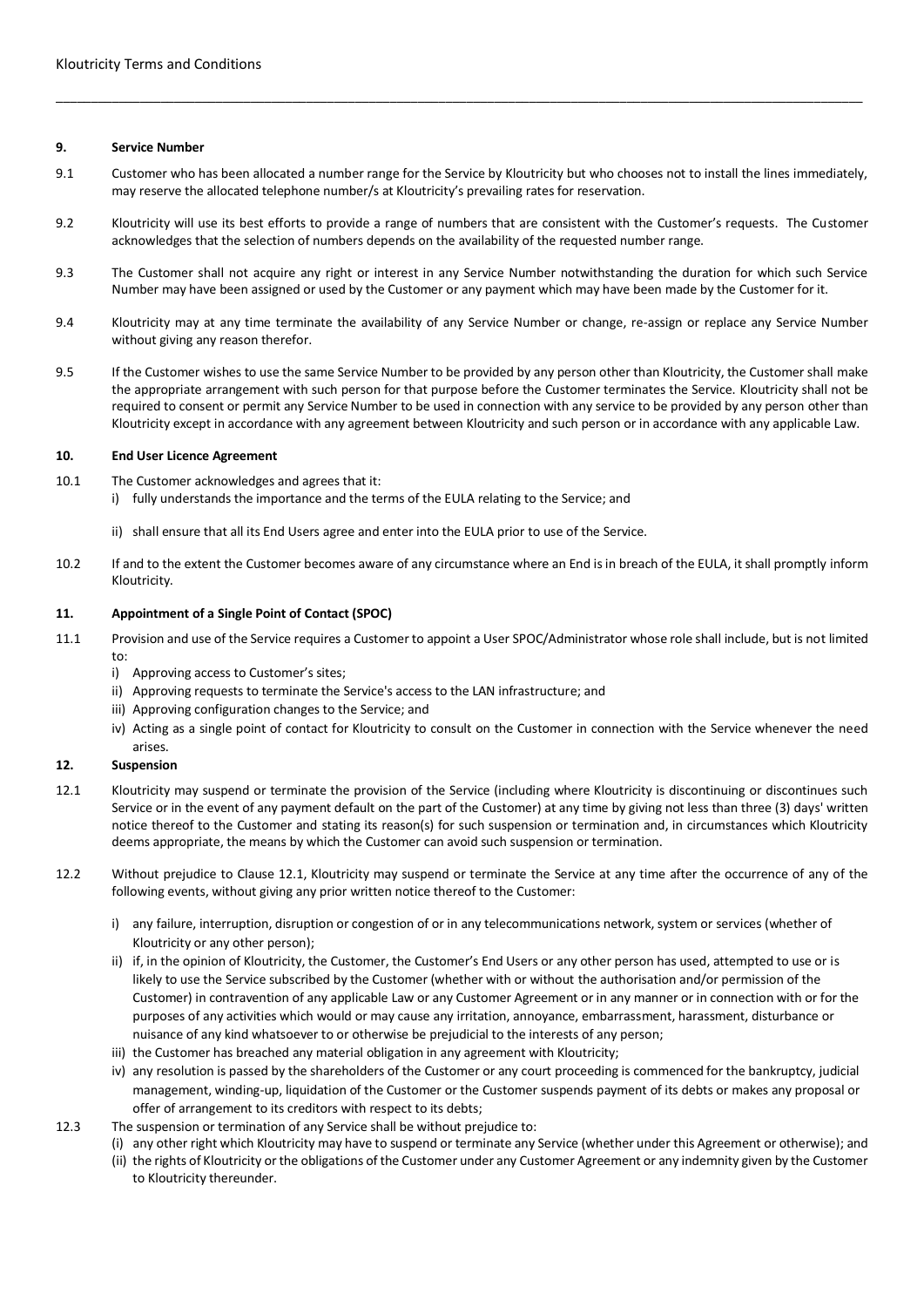## 9. Service Number

9.1 Customer who has been allocated a number range for the Service by Kloutricity but who chooses not to install the lines immediately, may reserve the allocated telephone number/s at Kloutricity's prevailing rates for reservation.

9.2 Kloutricity will use its best efforts to provide a range of numbers that are consistent with the Customer's requests. The Customer acknowledges that the selection of numbers depends on the availability of the requested number range.

9.3 The Customer shall not acquire any right or interest in any Service Number notwithstanding the duration for which such Service Number may have been assigned or used by the Customer or any payment which may have been made by the Customer for it.

9.4 Kloutricity may at any time terminate the availability of any Service Number or change, re-assign or replace any Service Number without giving any reason therefor.

9.5 If the Customer wishes to use the same Service Number to be provided by any person other than Kloutricity, the Customer shall make the appropriate arrangement with such person for that purpose before the Customer terminates the Service. Kloutricity shall not be required to consent or permit any Service Number to be used in connection with any service to be provided by any person other than Kloutricity except in accordance with any agreement between Kloutricity and such person or in accordance with any applicable Law.

## 10. End User Licence Agreement

10.1 The Customer acknowledges and agrees that it:

i) fully understands the importance and the terms of the EULA relating to the Service; and

ii) shall ensure that all its End Users agree and enter into the EULA prior to use of the Service.

10.2 If and to the extent the Customer becomes aware of any circumstance where an End is in breach of the EULA, it shall promptly inform Kloutricity.

## 11. Appointment of a Single Point of Contact (SPOC)

11.1 Provision and use of the Service requires a Customer to appoint a User SPOC/Administrator whose role shall include, but is not limited to:

i) Approving access to Customer's sites;
ii) Approving requests to terminate the Service's access to the LAN infrastructure; and
iii) Approving configuration changes to the Service; and
iv) Acting as a single point of contact for Kloutricity to consult on the Customer in connection with the Service whenever the need arises.

## 12. Suspension

12.1 Kloutricity may suspend or terminate the provision of the Service (including where Kloutricity is discontinuing or discontinues such Service or in the event of any payment default on the part of the Customer) at any time by giving not less than three (3) days' written notice thereof to the Customer and stating its reason(s) for such suspension or termination and, in circumstances which Kloutricity deems appropriate, the means by which the Customer can avoid such suspension or termination.

12.2 Without prejudice to Clause 12.1, Kloutricity may suspend or terminate the Service at any time after the occurrence of any of the following events, without giving any prior written notice thereof to the Customer:

i) any failure, interruption, disruption or congestion of or in any telecommunications network, system or services (whether of Kloutricity or any other person);
ii) if, in the opinion of Kloutricity, the Customer, the Customer's End Users or any other person has used, attempted to use or is likely to use the Service subscribed by the Customer (whether with or without the authorisation and/or permission of the Customer) in contravention of any applicable Law or any Customer Agreement or in any manner or in connection with or for the purposes of any activities which would or may cause any irritation, annoyance, embarrassment, harassment, disturbance or nuisance of any kind whatsoever to or otherwise be prejudicial to the interests of any person;
iii) the Customer has breached any material obligation in any agreement with Kloutricity;
iv) any resolution is passed by the shareholders of the Customer or any court proceeding is commenced for the bankruptcy, judicial management, winding-up, liquidation of the Customer or the Customer suspends payment of its debts or makes any proposal or offer of arrangement to its creditors with respect to its debts;

12.3 The suspension or termination of any Service shall be without prejudice to:

(i) any other right which Kloutricity may have to suspend or terminate any Service (whether under this Agreement or otherwise); and
(ii) the rights of Kloutricity or the obligations of the Customer under any Customer Agreement or any indemnity given by the Customer to Kloutricity thereunder.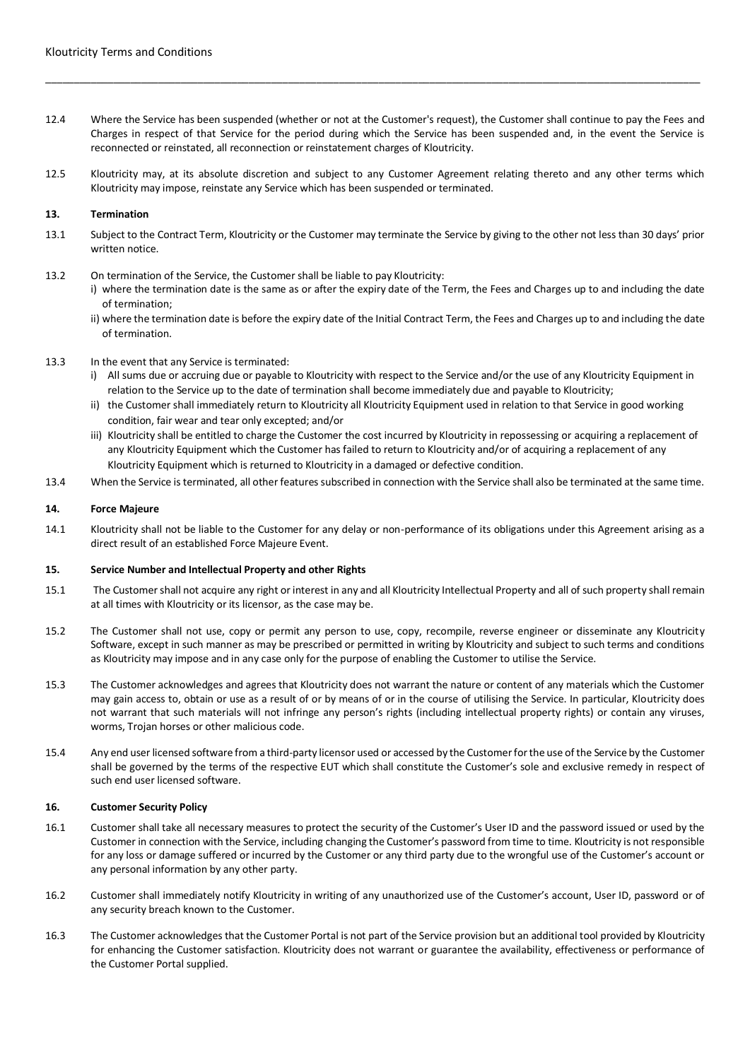12.4 Where the Service has been suspended (whether or not at the Customer's request), the Customer shall continue to pay the Fees and Charges in respect of that Service for the period during which the Service has been suspended and, in the event the Service is reconnected or reinstated, all reconnection or reinstatement charges of Kloutricity.

12.5 Kloutricity may, at its absolute discretion and subject to any Customer Agreement relating thereto and any other terms which Kloutricity may impose, reinstate any Service which has been suspended or terminated.

**13. Termination**

13.1 Subject to the Contract Term, Kloutricity or the Customer may terminate the Service by giving to the other not less than 30 days' prior written notice.

13.2 On termination of the Service, the Customer shall be liable to pay Kloutricity:
i) where the termination date is the same as or after the expiry date of the Term, the Fees and Charges up to and including the date of termination;
ii) where the termination date is before the expiry date of the Initial Contract Term, the Fees and Charges up to and including the date of termination.

13.3 In the event that any Service is terminated:
i) All sums due or accruing due or payable to Kloutricity with respect to the Service and/or the use of any Kloutricity Equipment in relation to the Service up to the date of termination shall become immediately due and payable to Kloutricity;
ii) the Customer shall immediately return to Kloutricity all Kloutricity Equipment used in relation to that Service in good working condition, fair wear and tear only excepted; and/or
iii) Kloutricity shall be entitled to charge the Customer the cost incurred by Kloutricity in repossessing or acquiring a replacement of any Kloutricity Equipment which the Customer has failed to return to Kloutricity and/or of acquiring a replacement of any Kloutricity Equipment which is returned to Kloutricity in a damaged or defective condition.

13.4 When the Service is terminated, all other features subscribed in connection with the Service shall also be terminated at the same time.

**14. Force Majeure**

14.1 Kloutricity shall not be liable to the Customer for any delay or non-performance of its obligations under this Agreement arising as a direct result of an established Force Majeure Event.

**15. Service Number and Intellectual Property and other Rights**

15.1 The Customer shall not acquire any right or interest in any and all Kloutricity Intellectual Property and all of such property shall remain at all times with Kloutricity or its licensor, as the case may be.

15.2 The Customer shall not use, copy or permit any person to use, copy, recompile, reverse engineer or disseminate any Kloutricity Software, except in such manner as may be prescribed or permitted in writing by Kloutricity and subject to such terms and conditions as Kloutricity may impose and in any case only for the purpose of enabling the Customer to utilise the Service.

15.3 The Customer acknowledges and agrees that Kloutricity does not warrant the nature or content of any materials which the Customer may gain access to, obtain or use as a result of or by means of or in the course of utilising the Service. In particular, Kloutricity does not warrant that such materials will not infringe any person's rights (including intellectual property rights) or contain any viruses, worms, Trojan horses or other malicious code.

15.4 Any end user licensed software from a third-party licensor used or accessed by the Customer for the use of the Service by the Customer shall be governed by the terms of the respective EUT which shall constitute the Customer's sole and exclusive remedy in respect of such end user licensed software.

**16. Customer Security Policy**

16.1 Customer shall take all necessary measures to protect the security of the Customer's User ID and the password issued or used by the Customer in connection with the Service, including changing the Customer's password from time to time. Kloutricity is not responsible for any loss or damage suffered or incurred by the Customer or any third party due to the wrongful use of the Customer's account or any personal information by any other party.

16.2 Customer shall immediately notify Kloutricity in writing of any unauthorized use of the Customer's account, User ID, password or of any security breach known to the Customer.

16.3 The Customer acknowledges that the Customer Portal is not part of the Service provision but an additional tool provided by Kloutricity for enhancing the Customer satisfaction. Kloutricity does not warrant or guarantee the availability, effectiveness or performance of the Customer Portal supplied.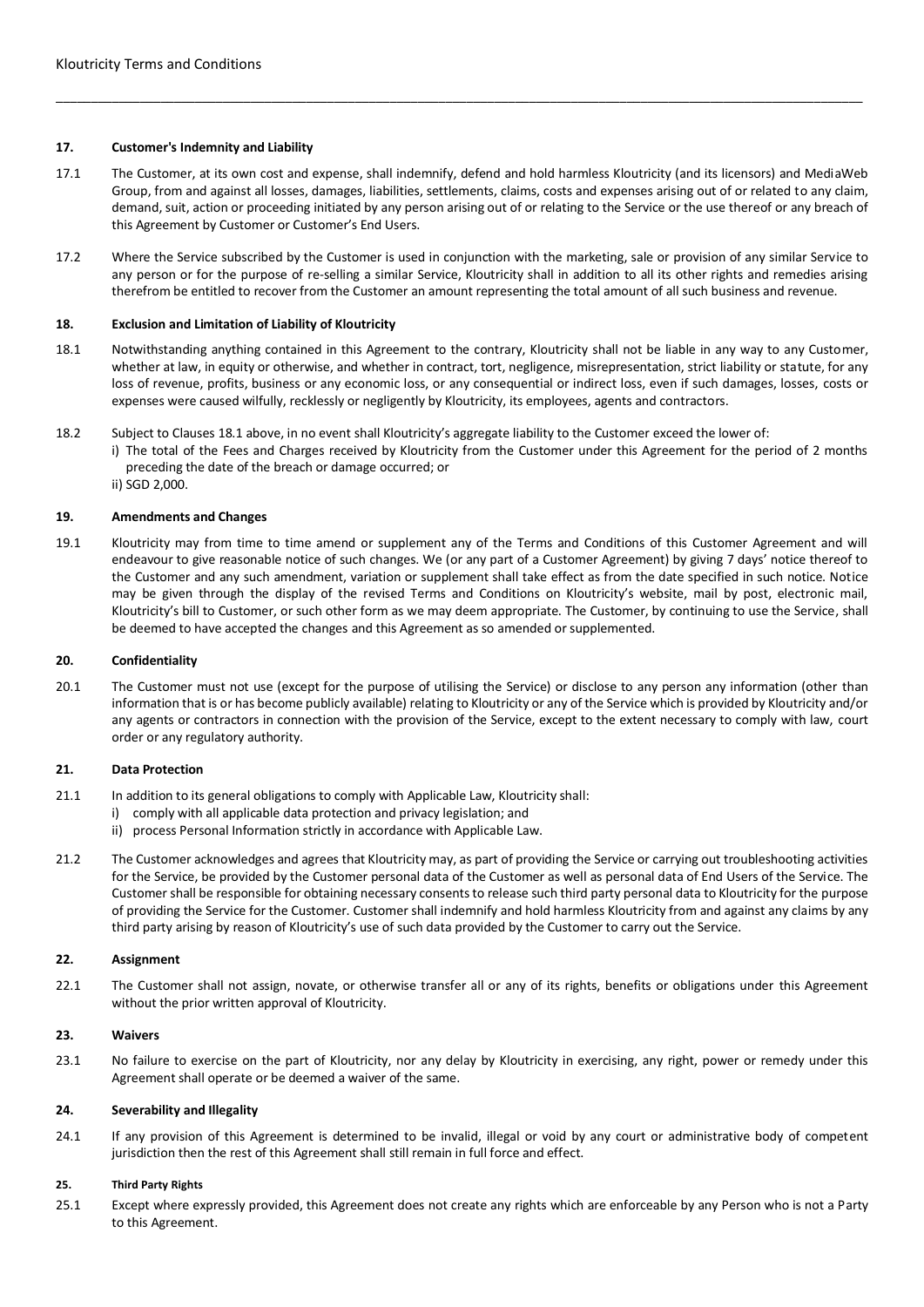### 17. Customer's Indemnity and Liability

17.1 The Customer, at its own cost and expense, shall indemnify, defend and hold harmless Kloutricity (and its licensors) and MediaWeb Group, from and against all losses, damages, liabilities, settlements, claims, costs and expenses arising out of or related to any claim, demand, suit, action or proceeding initiated by any person arising out of or relating to the Service or the use thereof or any breach of this Agreement by Customer or Customer's End Users.

17.2 Where the Service subscribed by the Customer is used in conjunction with the marketing, sale or provision of any similar Service to any person or for the purpose of re-selling a similar Service, Kloutricity shall in addition to all its other rights and remedies arising therefrom be entitled to recover from the Customer an amount representing the total amount of all such business and revenue.

### 18. Exclusion and Limitation of Liability of Kloutricity

18.1 Notwithstanding anything contained in this Agreement to the contrary, Kloutricity shall not be liable in any way to any Customer, whether at law, in equity or otherwise, and whether in contract, tort, negligence, misrepresentation, strict liability or statute, for any loss of revenue, profits, business or any economic loss, or any consequential or indirect loss, even if such damages, losses, costs or expenses were caused wilfully, recklessly or negligently by Kloutricity, its employees, agents and contractors.

18.2 Subject to Clauses 18.1 above, in no event shall Kloutricity's aggregate liability to the Customer exceed the lower of:
i) The total of the Fees and Charges received by Kloutricity from the Customer under this Agreement for the period of 2 months preceding the date of the breach or damage occurred; or
ii) SGD 2,000.

### 19. Amendments and Changes

19.1 Kloutricity may from time to time amend or supplement any of the Terms and Conditions of this Customer Agreement and will endeavour to give reasonable notice of such changes. We (or any part of a Customer Agreement) by giving 7 days' notice thereof to the Customer and any such amendment, variation or supplement shall take effect as from the date specified in such notice. Notice may be given through the display of the revised Terms and Conditions on Kloutricity's website, mail by post, electronic mail, Kloutricity's bill to Customer, or such other form as we may deem appropriate. The Customer, by continuing to use the Service, shall be deemed to have accepted the changes and this Agreement as so amended or supplemented.

### 20. Confidentiality

20.1 The Customer must not use (except for the purpose of utilising the Service) or disclose to any person any information (other than information that is or has become publicly available) relating to Kloutricity or any of the Service which is provided by Kloutricity and/or any agents or contractors in connection with the provision of the Service, except to the extent necessary to comply with law, court order or any regulatory authority.

### 21. Data Protection

21.1 In addition to its general obligations to comply with Applicable Law, Kloutricity shall:
i) comply with all applicable data protection and privacy legislation; and
ii) process Personal Information strictly in accordance with Applicable Law.

21.2 The Customer acknowledges and agrees that Kloutricity may, as part of providing the Service or carrying out troubleshooting activities for the Service, be provided by the Customer personal data of the Customer as well as personal data of End Users of the Service. The Customer shall be responsible for obtaining necessary consents to release such third party personal data to Kloutricity for the purpose of providing the Service for the Customer. Customer shall indemnify and hold harmless Kloutricity from and against any claims by any third party arising by reason of Kloutricity's use of such data provided by the Customer to carry out the Service.

### 22. Assignment

22.1 The Customer shall not assign, novate, or otherwise transfer all or any of its rights, benefits or obligations under this Agreement without the prior written approval of Kloutricity.

### 23. Waivers

23.1 No failure to exercise on the part of Kloutricity, nor any delay by Kloutricity in exercising, any right, power or remedy under this Agreement shall operate or be deemed a waiver of the same.

### 24. Severability and Illegality

24.1 If any provision of this Agreement is determined to be invalid, illegal or void by any court or administrative body of competent jurisdiction then the rest of this Agreement shall still remain in full force and effect.

### 25. Third Party Rights

25.1 Except where expressly provided, this Agreement does not create any rights which are enforceable by any Person who is not a Party to this Agreement.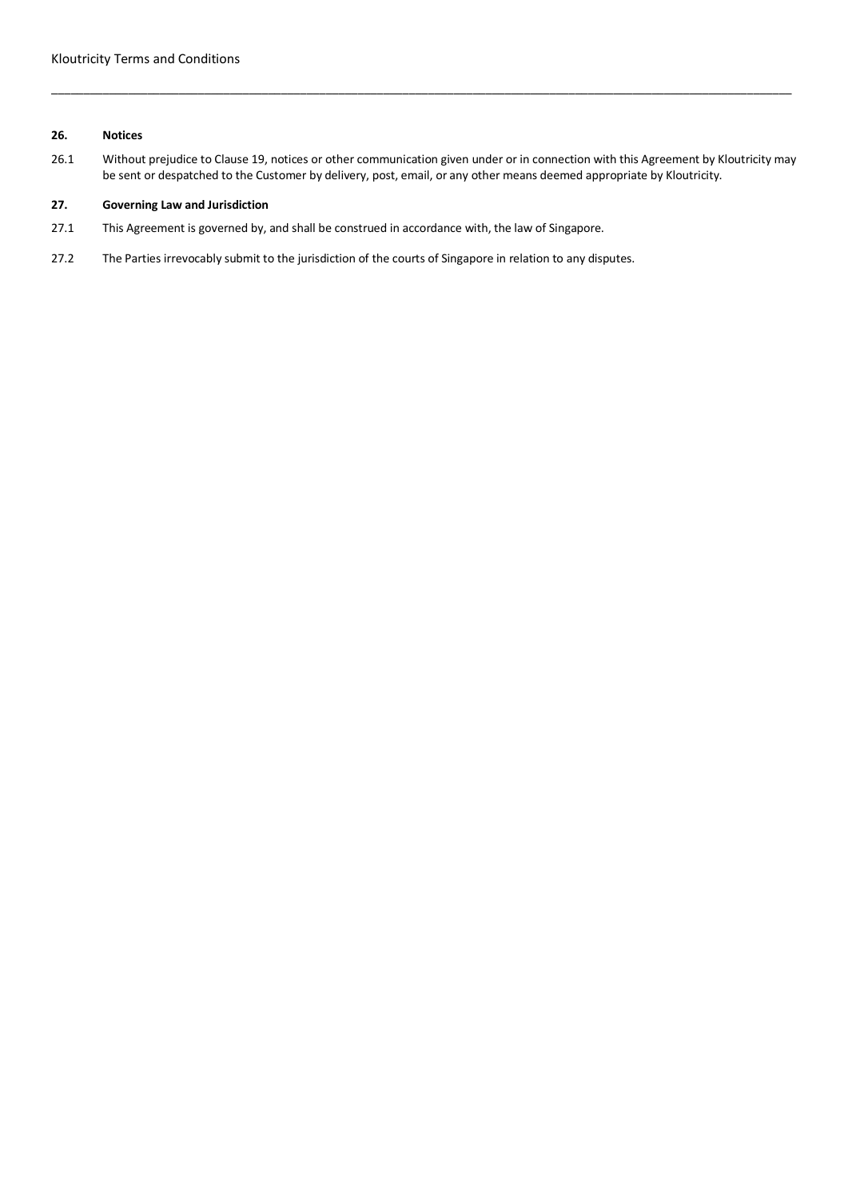**26. Notices**

26.1 Without prejudice to Clause 19, notices or other communication given under or in connection with this Agreement by Kloutricity may be sent or despatched to the Customer by delivery, post, email, or any other means deemed appropriate by Kloutricity.

**27. Governing Law and Jurisdiction**

27.1 This Agreement is governed by, and shall be construed in accordance with, the law of Singapore.

27.2 The Parties irrevocably submit to the jurisdiction of the courts of Singapore in relation to any disputes.